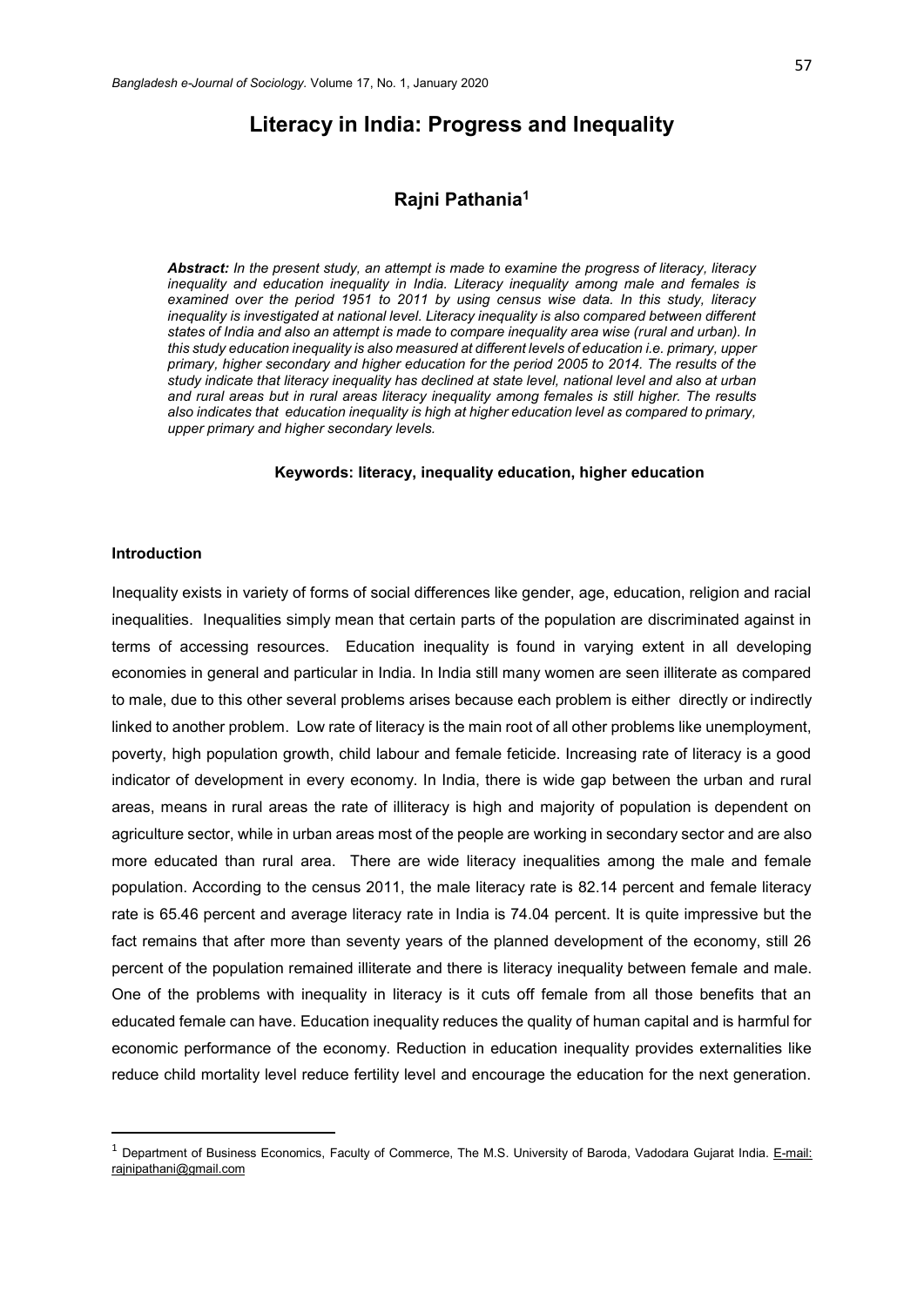# Literacy in India: Progress and Inequality

## Rajni Pathania[1]

***Abstract:*** *In the present study, an attempt is made to examine the progress of literacy, literacy inequality and education inequality in India. Literacy inequality among male and females is examined over the period 1951 to 2011 by using census wise data. In this study, literacy inequality is investigated at national level. Literacy inequality is also compared between different states of India and also an attempt is made to compare inequality area wise (rural and urban). In this study education inequality is also measured at different levels of education i.e. primary, upper primary, higher secondary and higher education for the period 2005 to 2014. The results of the study indicate that literacy inequality has declined at state level, national level and also at urban and rural areas but in rural areas literacy inequality among females is still higher. The results also indicates that education inequality is high at higher education level as compared to primary, upper primary and higher secondary levels.*

**Keywords: literacy, inequality education, higher education**

### Introduction

Inequality exists in variety of forms of social differences like gender, age, education, religion and racial inequalities. Inequalities simply mean that certain parts of the population are discriminated against in terms of accessing resources. Education inequality is found in varying extent in all developing economies in general and particular in India. In India still many women are seen illiterate as compared to male, due to this other several problems arises because each problem is either directly or indirectly linked to another problem. Low rate of literacy is the main root of all other problems like unemployment, poverty, high population growth, child labour and female feticide. Increasing rate of literacy is a good indicator of development in every economy. In India, there is wide gap between the urban and rural areas, means in rural areas the rate of illiteracy is high and majority of population is dependent on agriculture sector, while in urban areas most of the people are working in secondary sector and are also more educated than rural area. There are wide literacy inequalities among the male and female population. According to the census 2011, the male literacy rate is 82.14 percent and female literacy rate is 65.46 percent and average literacy rate in India is 74.04 percent. It is quite impressive but the fact remains that after more than seventy years of the planned development of the economy, still 26 percent of the population remained illiterate and there is literacy inequality between female and male. One of the problems with inequality in literacy is it cuts off female from all those benefits that an educated female can have. Education inequality reduces the quality of human capital and is harmful for economic performance of the economy. Reduction in education inequality provides externalities like reduce child mortality level reduce fertility level and encourage the education for the next generation.

---

[1] Department of Business Economics, Faculty of Commerce, The M.S. University of Baroda, Vadodara Gujarat India. E-mail: rajnipathani@gmail.com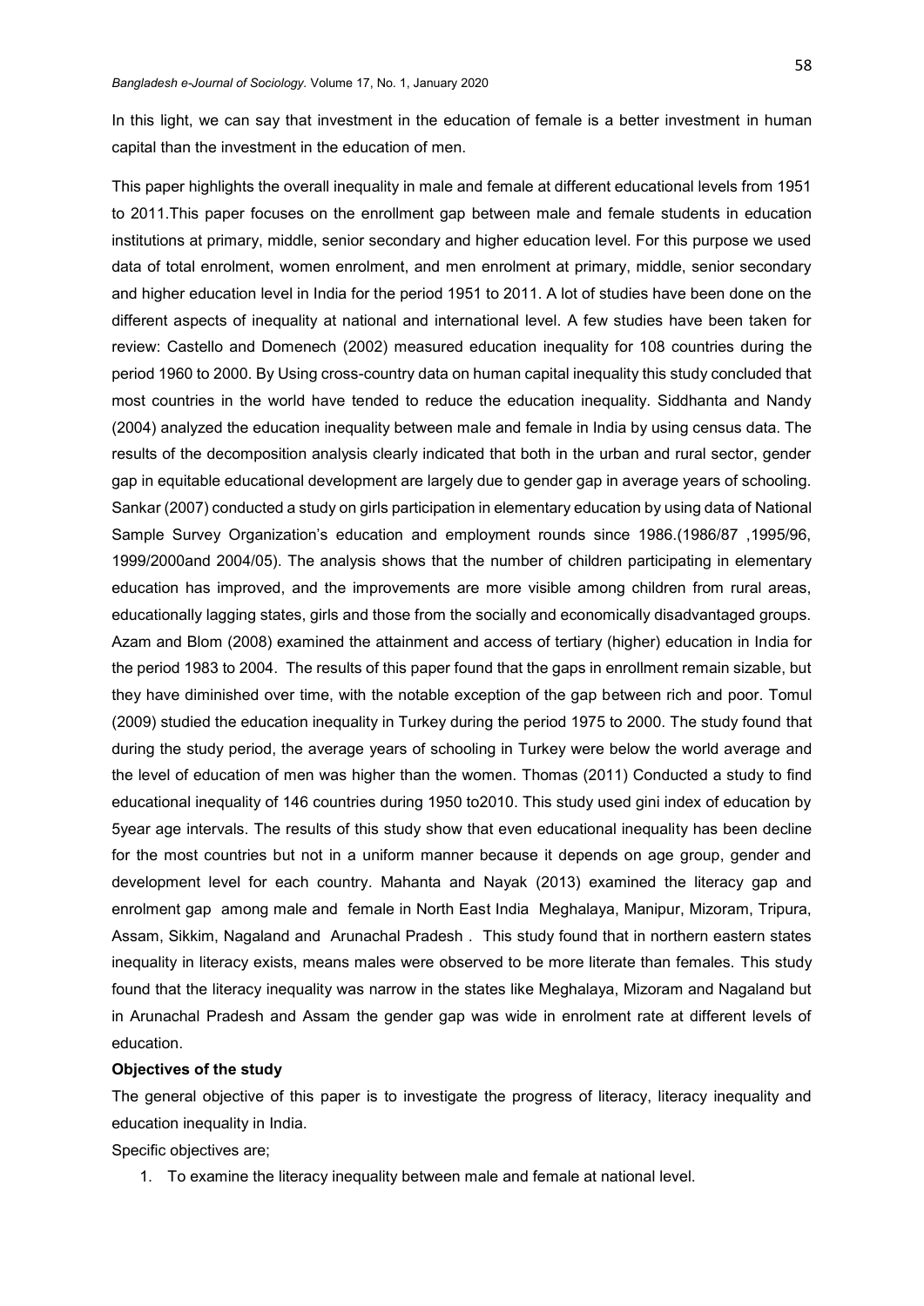In this light, we can say that investment in the education of female is a better investment in human capital than the investment in the education of men.

This paper highlights the overall inequality in male and female at different educational levels from 1951 to 2011.This paper focuses on the enrollment gap between male and female students in education institutions at primary, middle, senior secondary and higher education level. For this purpose we used data of total enrolment, women enrolment, and men enrolment at primary, middle, senior secondary and higher education level in India for the period 1951 to 2011. A lot of studies have been done on the different aspects of inequality at national and international level. A few studies have been taken for review: Castello and Domenech (2002) measured education inequality for 108 countries during the period 1960 to 2000. By Using cross-country data on human capital inequality this study concluded that most countries in the world have tended to reduce the education inequality. Siddhanta and Nandy (2004) analyzed the education inequality between male and female in India by using census data. The results of the decomposition analysis clearly indicated that both in the urban and rural sector, gender gap in equitable educational development are largely due to gender gap in average years of schooling. Sankar (2007) conducted a study on girls participation in elementary education by using data of National Sample Survey Organization's education and employment rounds since 1986.(1986/87 ,1995/96, 1999/2000and 2004/05). The analysis shows that the number of children participating in elementary education has improved, and the improvements are more visible among children from rural areas, educationally lagging states, girls and those from the socially and economically disadvantaged groups. Azam and Blom (2008) examined the attainment and access of tertiary (higher) education in India for the period 1983 to 2004. The results of this paper found that the gaps in enrollment remain sizable, but they have diminished over time, with the notable exception of the gap between rich and poor. Tomul (2009) studied the education inequality in Turkey during the period 1975 to 2000. The study found that during the study period, the average years of schooling in Turkey were below the world average and the level of education of men was higher than the women. Thomas (2011) Conducted a study to find educational inequality of 146 countries during 1950 to2010. This study used gini index of education by 5year age intervals. The results of this study show that even educational inequality has been decline for the most countries but not in a uniform manner because it depends on age group, gender and development level for each country. Mahanta and Nayak (2013) examined the literacy gap and enrolment gap among male and female in North East India Meghalaya, Manipur, Mizoram, Tripura, Assam, Sikkim, Nagaland and Arunachal Pradesh . This study found that in northern eastern states inequality in literacy exists, means males were observed to be more literate than females. This study found that the literacy inequality was narrow in the states like Meghalaya, Mizoram and Nagaland but in Arunachal Pradesh and Assam the gender gap was wide in enrolment rate at different levels of education.

**Objectives of the study**

The general objective of this paper is to investigate the progress of literacy, literacy inequality and education inequality in India.

Specific objectives are;

1. To examine the literacy inequality between male and female at national level.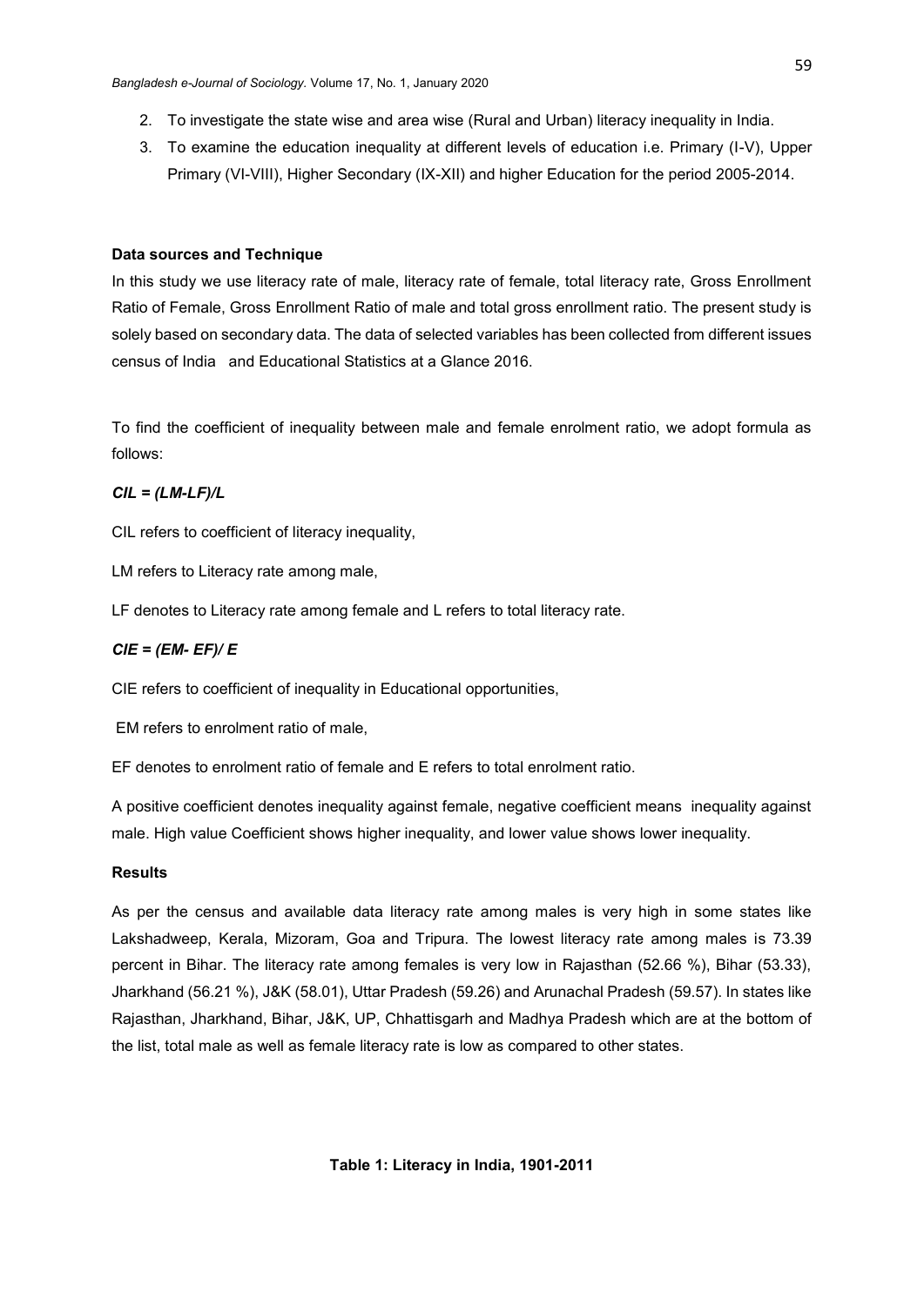2. To investigate the state wise and area wise (Rural and Urban) literacy inequality in India.
3. To examine the education inequality at different levels of education i.e. Primary (I-V), Upper Primary (VI-VIII), Higher Secondary (IX-XII) and higher Education for the period 2005-2014.

**Data sources and Technique**

In this study we use literacy rate of male, literacy rate of female, total literacy rate, Gross Enrollment Ratio of Female, Gross Enrollment Ratio of male and total gross enrollment ratio. The present study is solely based on secondary data. The data of selected variables has been collected from different issues census of India and Educational Statistics at a Glance 2016.

To find the coefficient of inequality between male and female enrolment ratio, we adopt formula as follows:

***CIL = (LM-LF)/L***

CIL refers to coefficient of literacy inequality,

LM refers to Literacy rate among male,

LF denotes to Literacy rate among female and L refers to total literacy rate.

***CIE = (EM- EF)/ E***

CIE refers to coefficient of inequality in Educational opportunities,

EM refers to enrolment ratio of male,

EF denotes to enrolment ratio of female and E refers to total enrolment ratio.

A positive coefficient denotes inequality against female, negative coefficient means inequality against male. High value Coefficient shows higher inequality, and lower value shows lower inequality.

**Results**

As per the census and available data literacy rate among males is very high in some states like Lakshadweep, Kerala, Mizoram, Goa and Tripura. The lowest literacy rate among males is 73.39 percent in Bihar. The literacy rate among females is very low in Rajasthan (52.66 %), Bihar (53.33), Jharkhand (56.21 %), J&K (58.01), Uttar Pradesh (59.26) and Arunachal Pradesh (59.57). In states like Rajasthan, Jharkhand, Bihar, J&K, UP, Chhattisgarh and Madhya Pradesh which are at the bottom of the list, total male as well as female literacy rate is low as compared to other states.

**Table 1: Literacy in India, 1901-2011**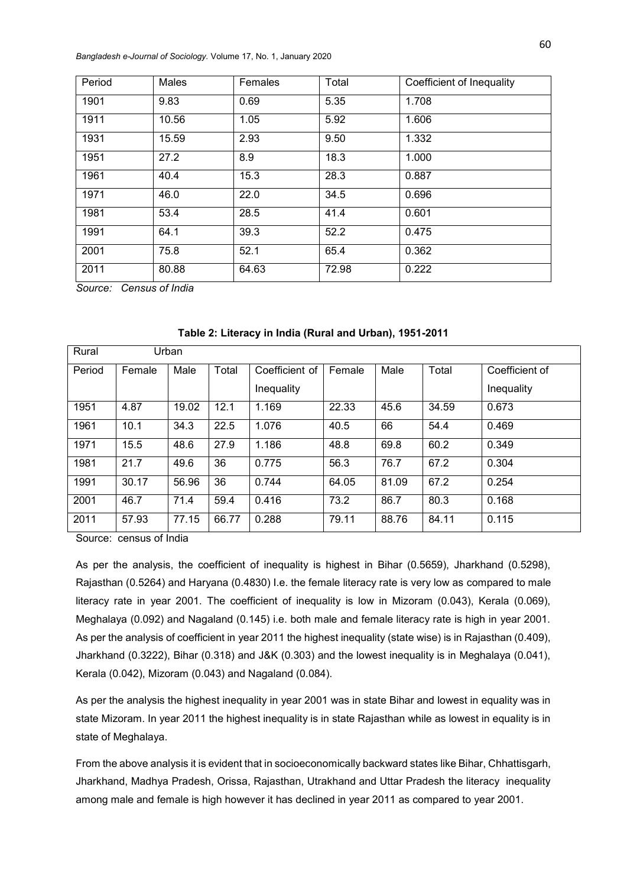| Period | Males | Females | Total | Coefficient of Inequality |
|---|---|---|---|---|
| 1901 | 9.83 | 0.69 | 5.35 | 1.708 |
| 1911 | 10.56 | 1.05 | 5.92 | 1.606 |
| 1931 | 15.59 | 2.93 | 9.50 | 1.332 |
| 1951 | 27.2 | 8.9 | 18.3 | 1.000 |
| 1961 | 40.4 | 15.3 | 28.3 | 0.887 |
| 1971 | 46.0 | 22.0 | 34.5 | 0.696 |
| 1981 | 53.4 | 28.5 | 41.4 | 0.601 |
| 1991 | 64.1 | 39.3 | 52.2 | 0.475 |
| 2001 | 75.8 | 52.1 | 65.4 | 0.362 |
| 2011 | 80.88 | 64.63 | 72.98 | 0.222 |

*Source: Census of India*

**Table 2: Literacy in India (Rural and Urban), 1951-2011**

| Rural | Urban | | | | | | | |
|---|---|---|---|---|---|---|---|---|
| Period | Female | Male | Total | Coefficient of Inequality | Female | Male | Total | Coefficient of Inequality |
| 1951 | 4.87 | 19.02 | 12.1 | 1.169 | 22.33 | 45.6 | 34.59 | 0.673 |
| 1961 | 10.1 | 34.3 | 22.5 | 1.076 | 40.5 | 66 | 54.4 | 0.469 |
| 1971 | 15.5 | 48.6 | 27.9 | 1.186 | 48.8 | 69.8 | 60.2 | 0.349 |
| 1981 | 21.7 | 49.6 | 36 | 0.775 | 56.3 | 76.7 | 67.2 | 0.304 |
| 1991 | 30.17 | 56.96 | 36 | 0.744 | 64.05 | 81.09 | 67.2 | 0.254 |
| 2001 | 46.7 | 71.4 | 59.4 | 0.416 | 73.2 | 86.7 | 80.3 | 0.168 |
| 2011 | 57.93 | 77.15 | 66.77 | 0.288 | 79.11 | 88.76 | 84.11 | 0.115 |

Source: census of India

As per the analysis, the coefficient of inequality is highest in Bihar (0.5659), Jharkhand (0.5298), Rajasthan (0.5264) and Haryana (0.4830) I.e. the female literacy rate is very low as compared to male literacy rate in year 2001. The coefficient of inequality is low in Mizoram (0.043), Kerala (0.069), Meghalaya (0.092) and Nagaland (0.145) i.e. both male and female literacy rate is high in year 2001. As per the analysis of coefficient in year 2011 the highest inequality (state wise) is in Rajasthan (0.409), Jharkhand (0.3222), Bihar (0.318) and J&K (0.303) and the lowest inequality is in Meghalaya (0.041), Kerala (0.042), Mizoram (0.043) and Nagaland (0.084).

As per the analysis the highest inequality in year 2001 was in state Bihar and lowest in equality was in state Mizoram. In year 2011 the highest inequality is in state Rajasthan while as lowest in equality is in state of Meghalaya.

From the above analysis it is evident that in socioeconomically backward states like Bihar, Chhattisgarh, Jharkhand, Madhya Pradesh, Orissa, Rajasthan, Utrakhand and Uttar Pradesh the literacy inequality among male and female is high however it has declined in year 2011 as compared to year 2001.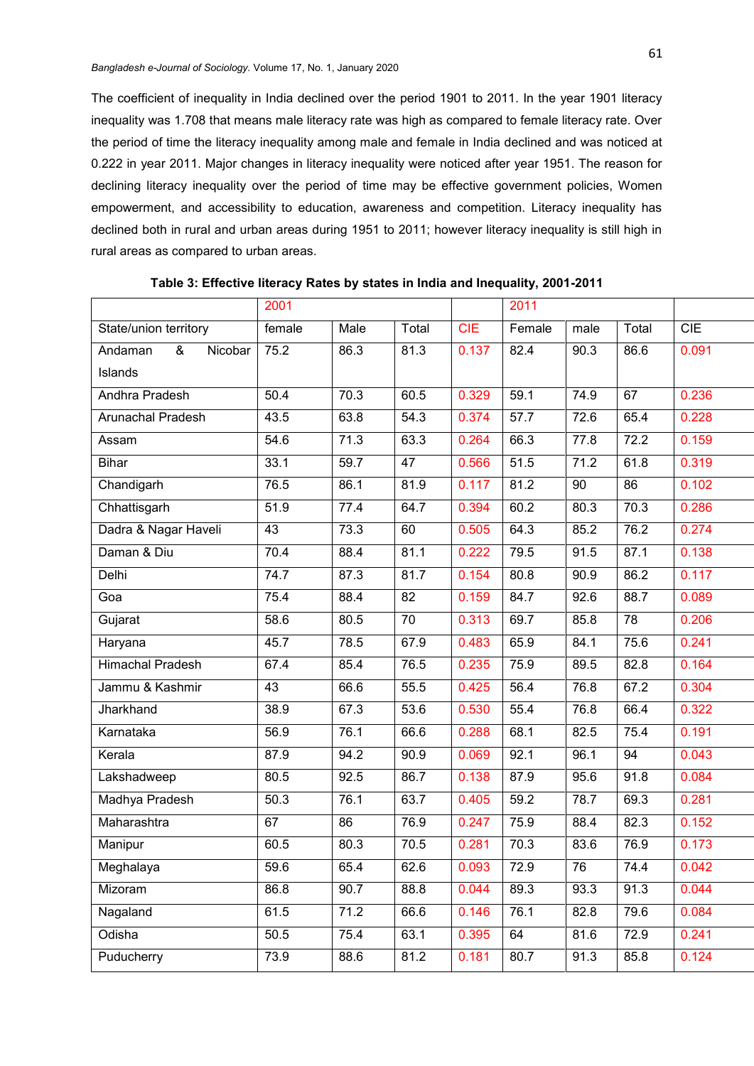The coefficient of inequality in India declined over the period 1901 to 2011. In the year 1901 literacy inequality was 1.708 that means male literacy rate was high as compared to female literacy rate. Over the period of time the literacy inequality among male and female in India declined and was noticed at 0.222 in year 2011. Major changes in literacy inequality were noticed after year 1951. The reason for declining literacy inequality over the period of time may be effective government policies, Women empowerment, and accessibility to education, awareness and competition. Literacy inequality has declined both in rural and urban areas during 1951 to 2011; however literacy inequality is still high in rural areas as compared to urban areas.

**Table 3: Effective literacy Rates by states in India and Inequality, 2001-2011**

| | 2001 | | | | 2011 | | | |
|---|---|---|---|---|---|---|---|---|
| State/union territory | female | Male | Total | CIE | Female | male | Total | CIE |
| Andaman & Nicobar Islands | 75.2 | 86.3 | 81.3 | 0.137 | 82.4 | 90.3 | 86.6 | 0.091 |
| Andhra Pradesh | 50.4 | 70.3 | 60.5 | 0.329 | 59.1 | 74.9 | 67 | 0.236 |
| Arunachal Pradesh | 43.5 | 63.8 | 54.3 | 0.374 | 57.7 | 72.6 | 65.4 | 0.228 |
| Assam | 54.6 | 71.3 | 63.3 | 0.264 | 66.3 | 77.8 | 72.2 | 0.159 |
| Bihar | 33.1 | 59.7 | 47 | 0.566 | 51.5 | 71.2 | 61.8 | 0.319 |
| Chandigarh | 76.5 | 86.1 | 81.9 | 0.117 | 81.2 | 90 | 86 | 0.102 |
| Chhattisgarh | 51.9 | 77.4 | 64.7 | 0.394 | 60.2 | 80.3 | 70.3 | 0.286 |
| Dadra & Nagar Haveli | 43 | 73.3 | 60 | 0.505 | 64.3 | 85.2 | 76.2 | 0.274 |
| Daman & Diu | 70.4 | 88.4 | 81.1 | 0.222 | 79.5 | 91.5 | 87.1 | 0.138 |
| Delhi | 74.7 | 87.3 | 81.7 | 0.154 | 80.8 | 90.9 | 86.2 | 0.117 |
| Goa | 75.4 | 88.4 | 82 | 0.159 | 84.7 | 92.6 | 88.7 | 0.089 |
| Gujarat | 58.6 | 80.5 | 70 | 0.313 | 69.7 | 85.8 | 78 | 0.206 |
| Haryana | 45.7 | 78.5 | 67.9 | 0.483 | 65.9 | 84.1 | 75.6 | 0.241 |
| Himachal Pradesh | 67.4 | 85.4 | 76.5 | 0.235 | 75.9 | 89.5 | 82.8 | 0.164 |
| Jammu & Kashmir | 43 | 66.6 | 55.5 | 0.425 | 56.4 | 76.8 | 67.2 | 0.304 |
| Jharkhand | 38.9 | 67.3 | 53.6 | 0.530 | 55.4 | 76.8 | 66.4 | 0.322 |
| Karnataka | 56.9 | 76.1 | 66.6 | 0.288 | 68.1 | 82.5 | 75.4 | 0.191 |
| Kerala | 87.9 | 94.2 | 90.9 | 0.069 | 92.1 | 96.1 | 94 | 0.043 |
| Lakshadweep | 80.5 | 92.5 | 86.7 | 0.138 | 87.9 | 95.6 | 91.8 | 0.084 |
| Madhya Pradesh | 50.3 | 76.1 | 63.7 | 0.405 | 59.2 | 78.7 | 69.3 | 0.281 |
| Maharashtra | 67 | 86 | 76.9 | 0.247 | 75.9 | 88.4 | 82.3 | 0.152 |
| Manipur | 60.5 | 80.3 | 70.5 | 0.281 | 70.3 | 83.6 | 76.9 | 0.173 |
| Meghalaya | 59.6 | 65.4 | 62.6 | 0.093 | 72.9 | 76 | 74.4 | 0.042 |
| Mizoram | 86.8 | 90.7 | 88.8 | 0.044 | 89.3 | 93.3 | 91.3 | 0.044 |
| Nagaland | 61.5 | 71.2 | 66.6 | 0.146 | 76.1 | 82.8 | 79.6 | 0.084 |
| Odisha | 50.5 | 75.4 | 63.1 | 0.395 | 64 | 81.6 | 72.9 | 0.241 |
| Puducherry | 73.9 | 88.6 | 81.2 | 0.181 | 80.7 | 91.3 | 85.8 | 0.124 |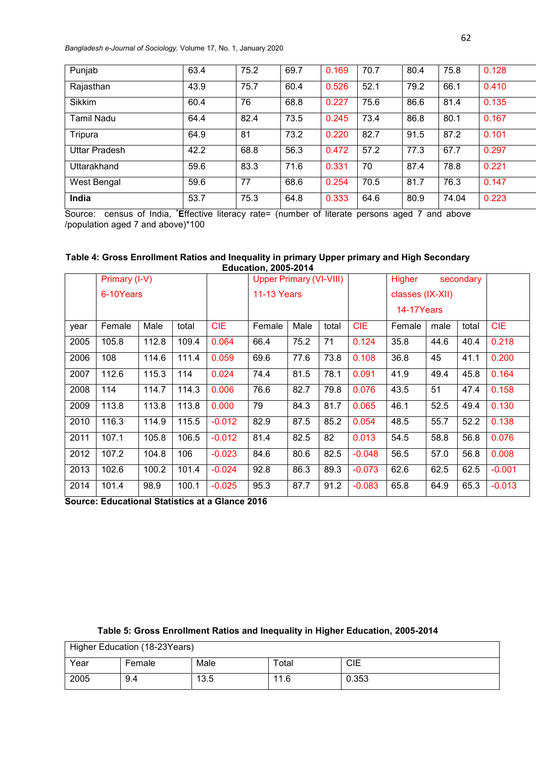| Punjab | 63.4 | 75.2 | 69.7 | 0.169 | 70.7 | 80.4 | 75.8 | 0.128 |
|---|---|---|---|---|---|---|---|---|
| Rajasthan | 43.9 | 75.7 | 60.4 | 0.526 | 52.1 | 79.2 | 66.1 | 0.410 |
| Sikkim | 60.4 | 76 | 68.8 | 0.227 | 75.6 | 86.6 | 81.4 | 0.135 |
| Tamil Nadu | 64.4 | 82.4 | 73.5 | 0.245 | 73.4 | 86.8 | 80.1 | 0.167 |
| Tripura | 64.9 | 81 | 73.2 | 0.220 | 82.7 | 91.5 | 87.2 | 0.101 |
| Uttar Pradesh | 42.2 | 68.8 | 56.3 | 0.472 | 57.2 | 77.3 | 67.7 | 0.297 |
| Uttarakhand | 59.6 | 83.3 | 71.6 | 0.331 | 70 | 87.4 | 78.8 | 0.221 |
| West Bengal | 59.6 | 77 | 68.6 | 0.254 | 70.5 | 81.7 | 76.3 | 0.147 |
| **India** | 53.7 | 75.3 | 64.8 | 0.333 | 64.6 | 80.9 | 74.04 | 0.223 |

Source: census of India, *Effective literacy rate= (number of literate persons aged 7 and above /population aged 7 and above)*100

**Table 4: Gross Enrollment Ratios and Inequality in primary Upper primary and High Secondary Education, 2005-2014**

| | Primary (I-V) 6-10Years | | | | Upper Primary (VI-VIII) 11-13 Years | | | | Higher secondary classes (IX-XII) 14-17Years | | | |
|---|---|---|---|---|---|---|---|---|---|---|---|---|
| year | Female | Male | total | CIE | Female | Male | total | CIE | Female | male | total | CIE |
| 2005 | 105.8 | 112.8 | 109.4 | 0.064 | 66.4 | 75.2 | 71 | 0.124 | 35.8 | 44.6 | 40.4 | 0.218 |
| 2006 | 108 | 114.6 | 111.4 | 0.059 | 69.6 | 77.6 | 73.8 | 0.108 | 36.8 | 45 | 41.1 | 0.200 |
| 2007 | 112.6 | 115.3 | 114 | 0.024 | 74.4 | 81.5 | 78.1 | 0.091 | 41.9 | 49.4 | 45.8 | 0.164 |
| 2008 | 114 | 114.7 | 114.3 | 0.006 | 76.6 | 82.7 | 79.8 | 0.076 | 43.5 | 51 | 47.4 | 0.158 |
| 2009 | 113.8 | 113.8 | 113.8 | 0.000 | 79 | 84.3 | 81.7 | 0.065 | 46.1 | 52.5 | 49.4 | 0.130 |
| 2010 | 116.3 | 114.9 | 115.5 | -0.012 | 82.9 | 87.5 | 85.2 | 0.054 | 48.5 | 55.7 | 52.2 | 0.138 |
| 2011 | 107.1 | 105.8 | 106.5 | -0.012 | 81.4 | 82.5 | 82 | 0.013 | 54.5 | 58.8 | 56.8 | 0.076 |
| 2012 | 107.2 | 104.8 | 106 | -0.023 | 84.6 | 80.6 | 82.5 | -0.048 | 56.5 | 57.0 | 56.8 | 0.008 |
| 2013 | 102.6 | 100.2 | 101.4 | -0.024 | 92.8 | 86.3 | 89.3 | -0.073 | 62.6 | 62.5 | 62.5 | -0.001 |
| 2014 | 101.4 | 98.9 | 100.1 | -0.025 | 95.3 | 87.7 | 91.2 | -0.083 | 65.8 | 64.9 | 65.3 | -0.013 |

**Source: Educational Statistics at a Glance 2016**

**Table 5: Gross Enrollment Ratios and Inequality in Higher Education, 2005-2014**

| Higher Education (18-23Years) | | | | |
|---|---|---|---|---|
| Year | Female | Male | Total | CIE |
| 2005 | 9.4 | 13.5 | 11.6 | 0.353 |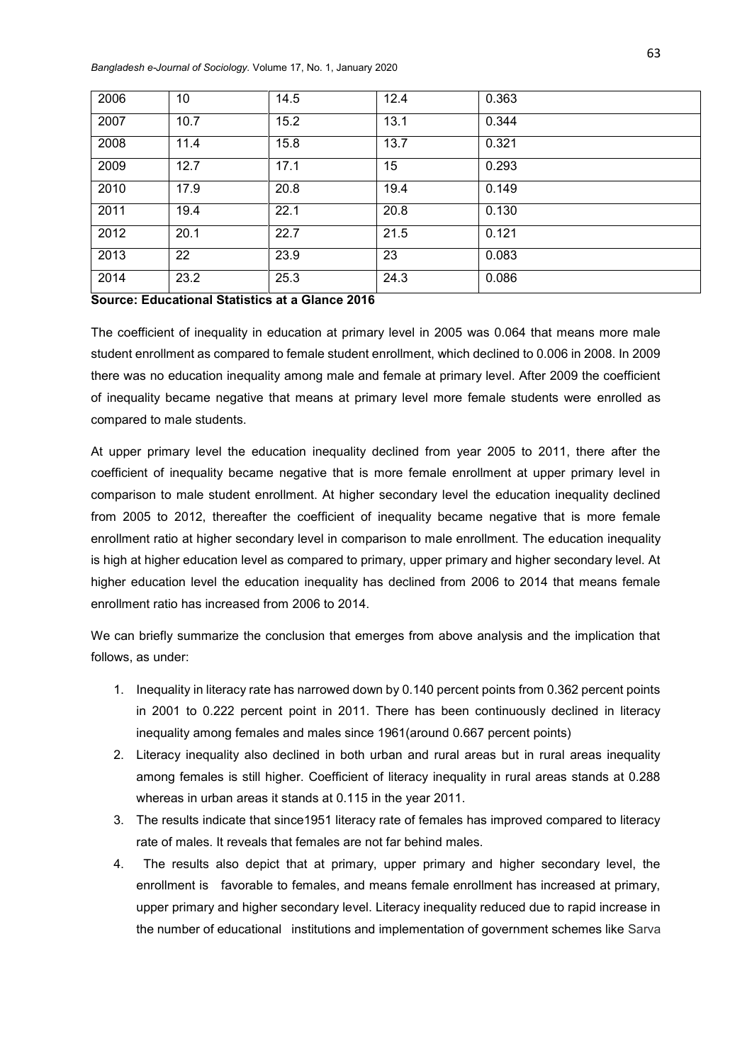| 2006 | 10 | 14.5 | 12.4 | 0.363 |
|---|---|---|---|---|
| 2007 | 10.7 | 15.2 | 13.1 | 0.344 |
| 2008 | 11.4 | 15.8 | 13.7 | 0.321 |
| 2009 | 12.7 | 17.1 | 15 | 0.293 |
| 2010 | 17.9 | 20.8 | 19.4 | 0.149 |
| 2011 | 19.4 | 22.1 | 20.8 | 0.130 |
| 2012 | 20.1 | 22.7 | 21.5 | 0.121 |
| 2013 | 22 | 23.9 | 23 | 0.083 |
| 2014 | 23.2 | 25.3 | 24.3 | 0.086 |

**Source: Educational Statistics at a Glance 2016**

The coefficient of inequality in education at primary level in 2005 was 0.064 that means more male student enrollment as compared to female student enrollment, which declined to 0.006 in 2008. In 2009 there was no education inequality among male and female at primary level. After 2009 the coefficient of inequality became negative that means at primary level more female students were enrolled as compared to male students.

At upper primary level the education inequality declined from year 2005 to 2011, there after the coefficient of inequality became negative that is more female enrollment at upper primary level in comparison to male student enrollment. At higher secondary level the education inequality declined from 2005 to 2012, thereafter the coefficient of inequality became negative that is more female enrollment ratio at higher secondary level in comparison to male enrollment. The education inequality is high at higher education level as compared to primary, upper primary and higher secondary level. At higher education level the education inequality has declined from 2006 to 2014 that means female enrollment ratio has increased from 2006 to 2014.

We can briefly summarize the conclusion that emerges from above analysis and the implication that follows, as under:

1. Inequality in literacy rate has narrowed down by 0.140 percent points from 0.362 percent points in 2001 to 0.222 percent point in 2011. There has been continuously declined in literacy inequality among females and males since 1961(around 0.667 percent points)
2. Literacy inequality also declined in both urban and rural areas but in rural areas inequality among females is still higher. Coefficient of literacy inequality in rural areas stands at 0.288 whereas in urban areas it stands at 0.115 in the year 2011.
3. The results indicate that since1951 literacy rate of females has improved compared to literacy rate of males. It reveals that females are not far behind males.
4. The results also depict that at primary, upper primary and higher secondary level, the enrollment is favorable to females, and means female enrollment has increased at primary, upper primary and higher secondary level. Literacy inequality reduced due to rapid increase in the number of educational institutions and implementation of government schemes like Sarva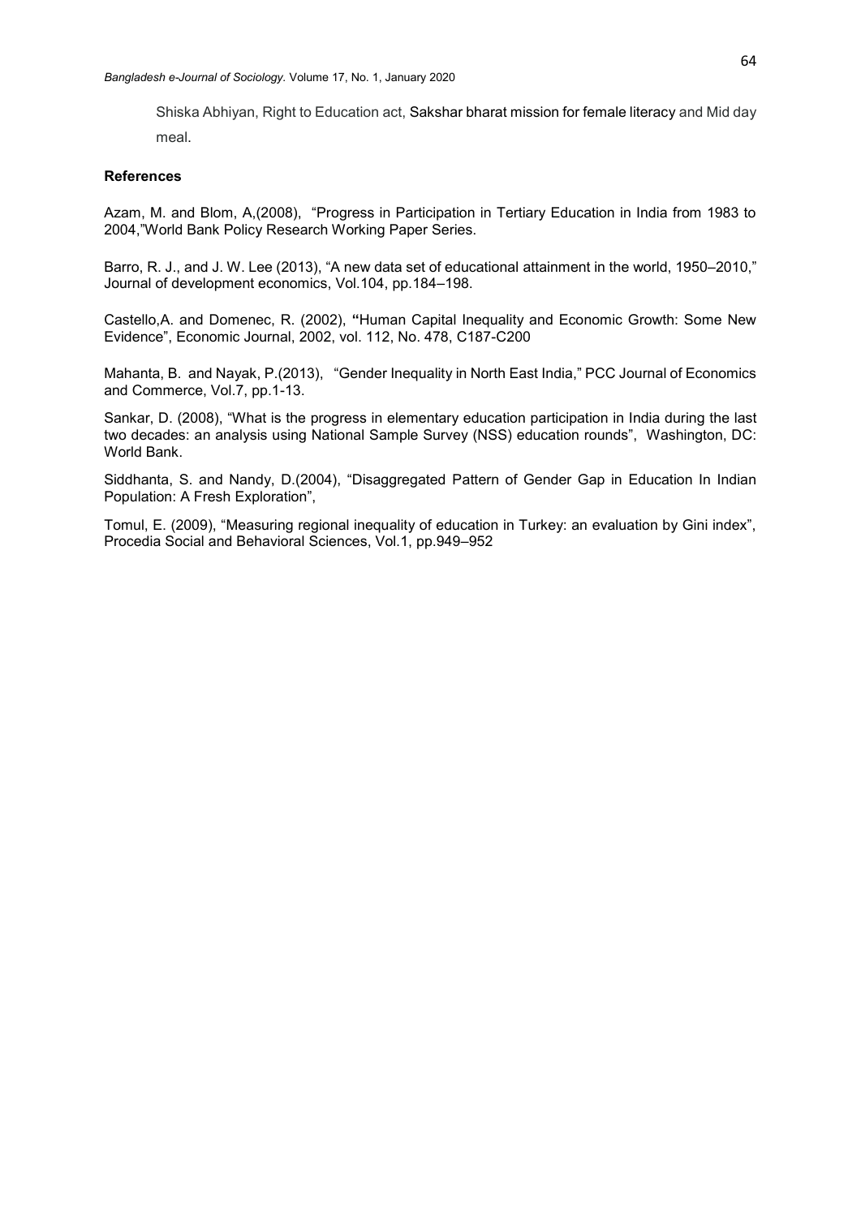Shiska Abhiyan, Right to Education act, Sakshar bharat mission for female literacy and Mid day meal.

**References**

Azam, M. and Blom, A,(2008), "Progress in Participation in Tertiary Education in India from 1983 to 2004,"World Bank Policy Research Working Paper Series.

Barro, R. J., and J. W. Lee (2013), "A new data set of educational attainment in the world, 1950–2010," Journal of development economics, Vol.104, pp.184–198.

Castello,A. and Domenec, R. (2002), "Human Capital Inequality and Economic Growth: Some New Evidence", Economic Journal, 2002, vol. 112, No. 478, C187-C200

Mahanta, B. and Nayak, P.(2013), "Gender Inequality in North East India," PCC Journal of Economics and Commerce, Vol.7, pp.1-13.

Sankar, D. (2008), "What is the progress in elementary education participation in India during the last two decades: an analysis using National Sample Survey (NSS) education rounds", Washington, DC: World Bank.

Siddhanta, S. and Nandy, D.(2004), "Disaggregated Pattern of Gender Gap in Education In Indian Population: A Fresh Exploration",

Tomul, E. (2009), "Measuring regional inequality of education in Turkey: an evaluation by Gini index", Procedia Social and Behavioral Sciences, Vol.1, pp.949–952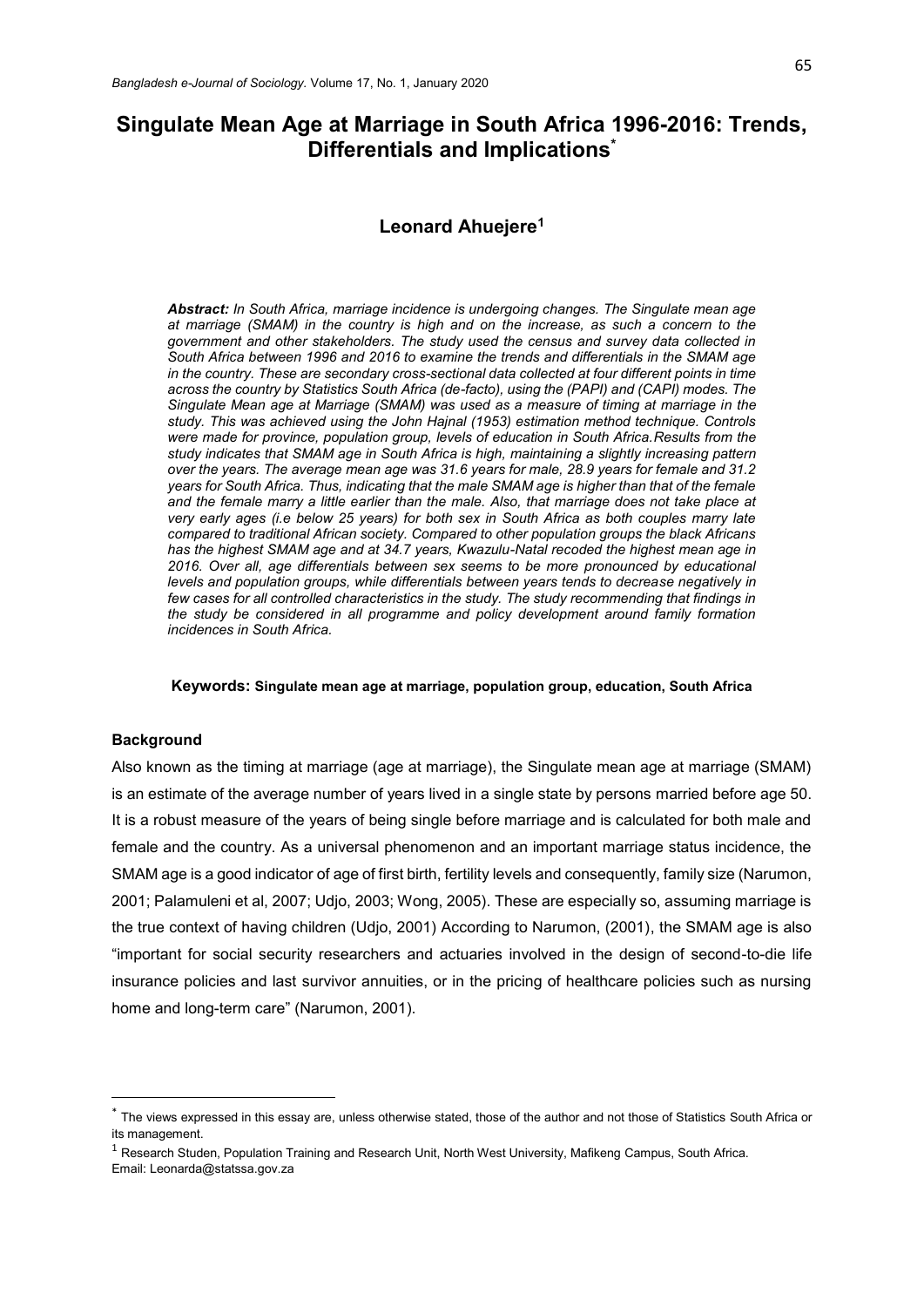# Singulate Mean Age at Marriage in South Africa 1996-2016: Trends, Differentials and Implications*

**Leonard Ahuejere[1]**

***Abstract:*** *In South Africa, marriage incidence is undergoing changes. The Singulate mean age at marriage (SMAM) in the country is high and on the increase, as such a concern to the government and other stakeholders. The study used the census and survey data collected in South Africa between 1996 and 2016 to examine the trends and differentials in the SMAM age in the country. These are secondary cross-sectional data collected at four different points in time across the country by Statistics South Africa (de-facto), using the (PAPI) and (CAPI) modes. The Singulate Mean age at Marriage (SMAM) was used as a measure of timing at marriage in the study. This was achieved using the John Hajnal (1953) estimation method technique. Controls were made for province, population group, levels of education in South Africa.Results from the study indicates that SMAM age in South Africa is high, maintaining a slightly increasing pattern over the years. The average mean age was 31.6 years for male, 28.9 years for female and 31.2 years for South Africa. Thus, indicating that the male SMAM age is higher than that of the female and the female marry a little earlier than the male. Also, that marriage does not take place at very early ages (i.e below 25 years) for both sex in South Africa as both couples marry late compared to traditional African society. Compared to other population groups the black Africans has the highest SMAM age and at 34.7 years, Kwazulu-Natal recoded the highest mean age in 2016. Over all, age differentials between sex seems to be more pronounced by educational levels and population groups, while differentials between years tends to decrease negatively in few cases for all controlled characteristics in the study. The study recommending that findings in the study be considered in all programme and policy development around family formation incidences in South Africa.*

**Keywords: Singulate mean age at marriage, population group, education, South Africa**

## Background

Also known as the timing at marriage (age at marriage), the Singulate mean age at marriage (SMAM) is an estimate of the average number of years lived in a single state by persons married before age 50. It is a robust measure of the years of being single before marriage and is calculated for both male and female and the country. As a universal phenomenon and an important marriage status incidence, the SMAM age is a good indicator of age of first birth, fertility levels and consequently, family size (Narumon, 2001; Palamuleni et al, 2007; Udjo, 2003; Wong, 2005). These are especially so, assuming marriage is the true context of having children (Udjo, 2001) According to Narumon, (2001), the SMAM age is also "important for social security researchers and actuaries involved in the design of second-to-die life insurance policies and last survivor annuities, or in the pricing of healthcare policies such as nursing home and long-term care" (Narumon, 2001).

---

* The views expressed in this essay are, unless otherwise stated, those of the author and not those of Statistics South Africa or its management.

[1] Research Studen, Population Training and Research Unit, North West University, Mafikeng Campus, South Africa. Email: Leonarda@statssa.gov.za